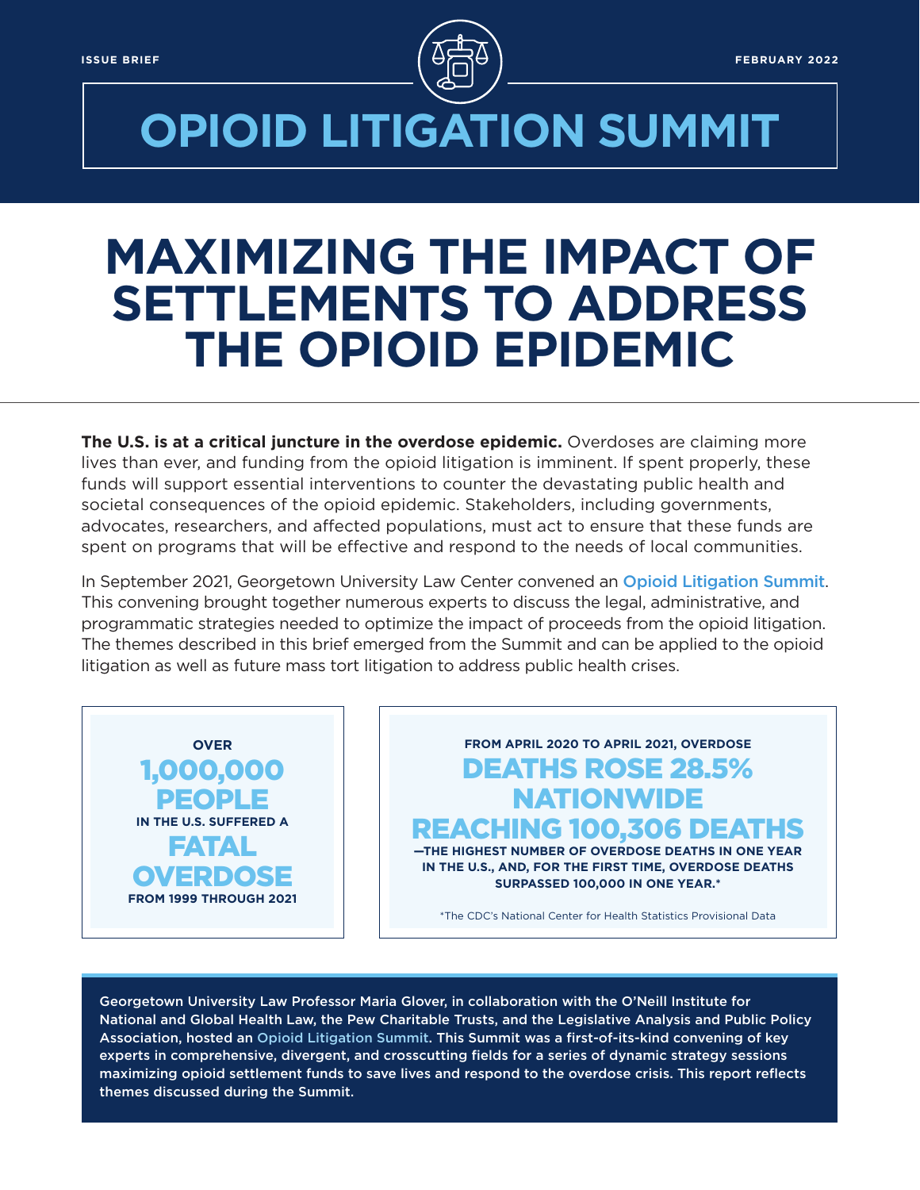ISSUE BRIEF

FEBRUARY 2022

# OPIOID LITIGATION SUMMIT

# MAXIMIZING THE IMPACT OF SETTLEMENTS TO ADDRESS THE OPIOID EPIDEMIC

**The U.S. is at a critical juncture in the overdose epidemic.** Overdoses are claiming more lives than ever, and funding from the opioid litigation is imminent. If spent properly, these funds will support essential interventions to counter the devastating public health and societal consequences of the opioid epidemic. Stakeholders, including governments, advocates, researchers, and affected populations, must act to ensure that these funds are spent on programs that will be effective and respond to the needs of local communities.

In September 2021, Georgetown University Law Center convened an Opioid Litigation Summit. This convening brought together numerous experts to discuss the legal, administrative, and programmatic strategies needed to optimize the impact of proceeds from the opioid litigation. The themes described in this brief emerged from the Summit and can be applied to the opioid litigation as well as future mass tort litigation to address public health crises.

OVER **1,000,000 PEOPLE** IN THE U.S. SUFFERED A **FATAL OVERDOSE** FROM 1999 THROUGH 2021

FROM APRIL 2020 TO APRIL 2021, OVERDOSE **DEATHS ROSE 28.5% NATIONWIDE REACHING 100,306 DEATHS** —THE HIGHEST NUMBER OF OVERDOSE DEATHS IN ONE YEAR IN THE U.S., AND, FOR THE FIRST TIME, OVERDOSE DEATHS SURPASSED 100,000 IN ONE YEAR.*

*The CDC's National Center for Health Statistics Provisional Data

**Georgetown University Law Professor Maria Glover, in collaboration with the O'Neill Institute for National and Global Health Law, the Pew Charitable Trusts, and the Legislative Analysis and Public Policy Association, hosted an Opioid Litigation Summit. This Summit was a first-of-its-kind convening of key experts in comprehensive, divergent, and crosscutting fields for a series of dynamic strategy sessions maximizing opioid settlement funds to save lives and respond to the overdose crisis. This report reflects themes discussed during the Summit.**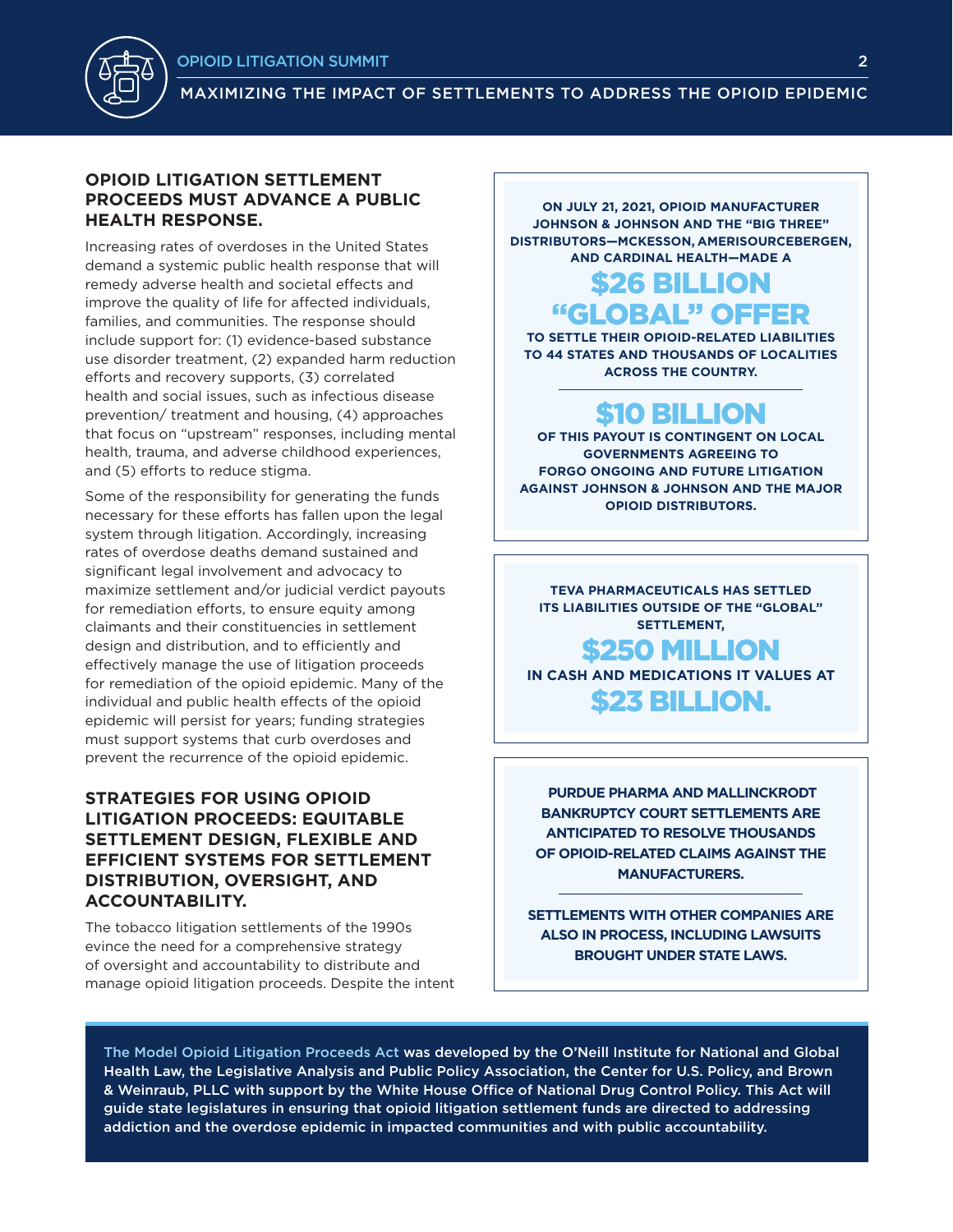## OPIOID LITIGATION SETTLEMENT PROCEEDS MUST ADVANCE A PUBLIC HEALTH RESPONSE.

Increasing rates of overdoses in the United States demand a systemic public health response that will remedy adverse health and societal effects and improve the quality of life for affected individuals, families, and communities. The response should include support for: (1) evidence-based substance use disorder treatment, (2) expanded harm reduction efforts and recovery supports, (3) correlated health and social issues, such as infectious disease prevention/ treatment and housing, (4) approaches that focus on "upstream" responses, including mental health, trauma, and adverse childhood experiences, and (5) efforts to reduce stigma.

Some of the responsibility for generating the funds necessary for these efforts has fallen upon the legal system through litigation. Accordingly, increasing rates of overdose deaths demand sustained and significant legal involvement and advocacy to maximize settlement and/or judicial verdict payouts for remediation efforts, to ensure equity among claimants and their constituencies in settlement design and distribution, and to efficiently and effectively manage the use of litigation proceeds for remediation of the opioid epidemic. Many of the individual and public health effects of the opioid epidemic will persist for years; funding strategies must support systems that curb overdoses and prevent the recurrence of the opioid epidemic.

## STRATEGIES FOR USING OPIOID LITIGATION PROCEEDS: EQUITABLE SETTLEMENT DESIGN, FLEXIBLE AND EFFICIENT SYSTEMS FOR SETTLEMENT DISTRIBUTION, OVERSIGHT, AND ACCOUNTABILITY.

The tobacco litigation settlements of the 1990s evince the need for a comprehensive strategy of oversight and accountability to distribute and manage opioid litigation proceeds. Despite the intent

**ON JULY 21, 2021, OPIOID MANUFACTURER JOHNSON & JOHNSON AND THE "BIG THREE" DISTRIBUTORS—MCKESSON, AMERISOURCEBERGEN, AND CARDINAL HEALTH—MADE A**

**$26 BILLION "GLOBAL" OFFER**

**TO SETTLE THEIR OPIOID-RELATED LIABILITIES TO 44 STATES AND THOUSANDS OF LOCALITIES ACROSS THE COUNTRY.**

**$10 BILLION**

**OF THIS PAYOUT IS CONTINGENT ON LOCAL GOVERNMENTS AGREEING TO FORGO ONGOING AND FUTURE LITIGATION AGAINST JOHNSON & JOHNSON AND THE MAJOR OPIOID DISTRIBUTORS.**

**TEVA PHARMACEUTICALS HAS SETTLED ITS LIABILITIES OUTSIDE OF THE "GLOBAL" SETTLEMENT,**

**$250 MILLION**

**IN CASH AND MEDICATIONS IT VALUES AT**

**$23 BILLION.**

**PURDUE PHARMA AND MALLINCKRODT BANKRUPTCY COURT SETTLEMENTS ARE ANTICIPATED TO RESOLVE THOUSANDS OF OPIOID-RELATED CLAIMS AGAINST THE MANUFACTURERS.**

**SETTLEMENTS WITH OTHER COMPANIES ARE ALSO IN PROCESS, INCLUDING LAWSUITS BROUGHT UNDER STATE LAWS.**

**The Model Opioid Litigation Proceeds Act was developed by the O'Neill Institute for National and Global Health Law, the Legislative Analysis and Public Policy Association, the Center for U.S. Policy, and Brown & Weinraub, PLLC with support by the White House Office of National Drug Control Policy. This Act will guide state legislatures in ensuring that opioid litigation settlement funds are directed to addressing addiction and the overdose epidemic in impacted communities and with public accountability.**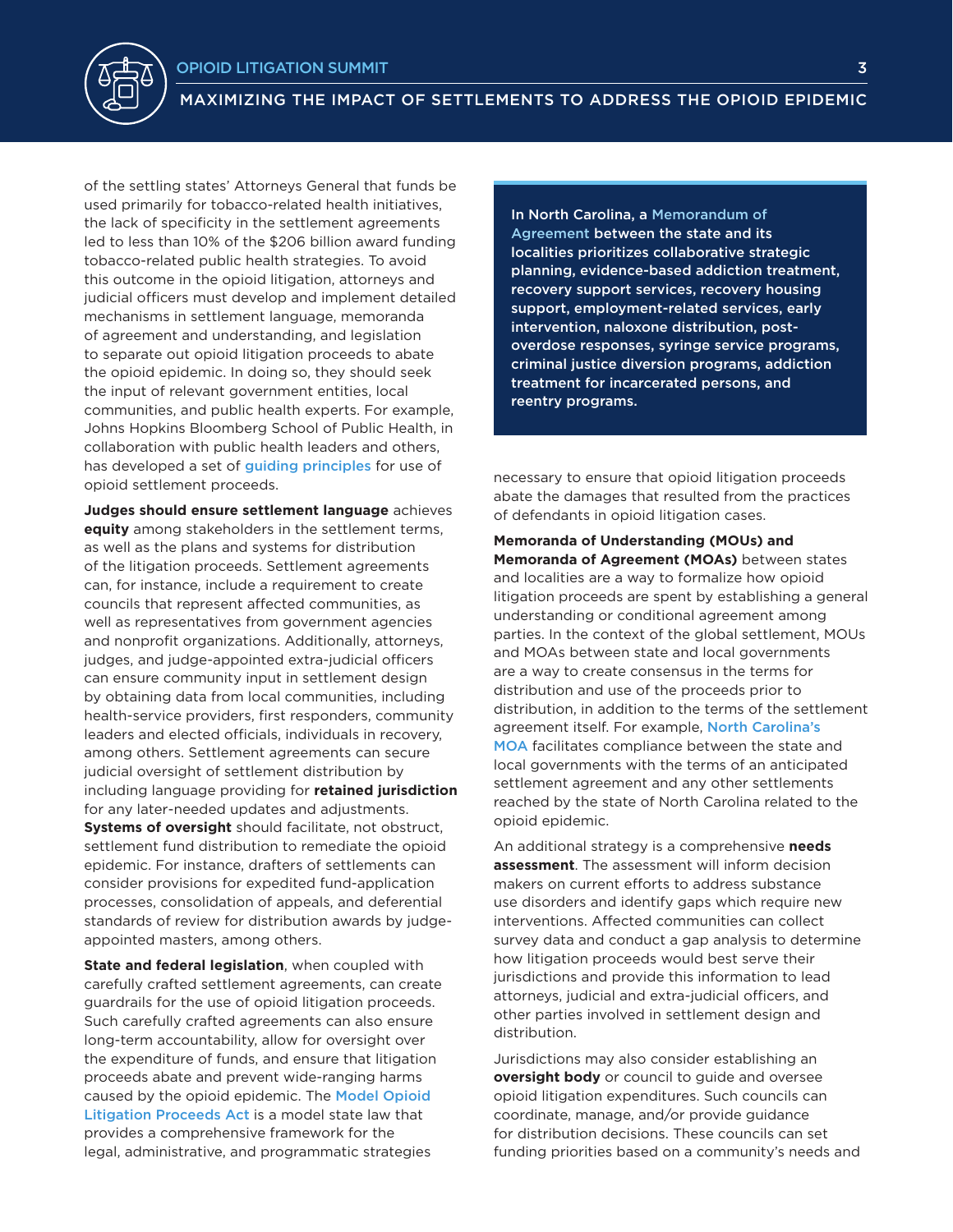of the settling states' Attorneys General that funds be used primarily for tobacco-related health initiatives, the lack of specificity in the settlement agreements led to less than 10% of the $206 billion award funding tobacco-related public health strategies. To avoid this outcome in the opioid litigation, attorneys and judicial officers must develop and implement detailed mechanisms in settlement language, memoranda of agreement and understanding, and legislation to separate out opioid litigation proceeds to abate the opioid epidemic. In doing so, they should seek the input of relevant government entities, local communities, and public health experts. For example, Johns Hopkins Bloomberg School of Public Health, in collaboration with public health leaders and others, has developed a set of guiding principles for use of opioid settlement proceeds.

**Judges should ensure settlement language** achieves **equity** among stakeholders in the settlement terms, as well as the plans and systems for distribution of the litigation proceeds. Settlement agreements can, for instance, include a requirement to create councils that represent affected communities, as well as representatives from government agencies and nonprofit organizations. Additionally, attorneys, judges, and judge-appointed extra-judicial officers can ensure community input in settlement design by obtaining data from local communities, including health-service providers, first responders, community leaders and elected officials, individuals in recovery, among others. Settlement agreements can secure judicial oversight of settlement distribution by including language providing for **retained jurisdiction** for any later-needed updates and adjustments. **Systems of oversight** should facilitate, not obstruct, settlement fund distribution to remediate the opioid epidemic. For instance, drafters of settlements can consider provisions for expedited fund-application processes, consolidation of appeals, and deferential standards of review for distribution awards by judge-appointed masters, among others.

**State and federal legislation**, when coupled with carefully crafted settlement agreements, can create guardrails for the use of opioid litigation proceeds. Such carefully crafted agreements can also ensure long-term accountability, allow for oversight over the expenditure of funds, and ensure that litigation proceeds abate and prevent wide-ranging harms caused by the opioid epidemic. The Model Opioid Litigation Proceeds Act is a model state law that provides a comprehensive framework for the legal, administrative, and programmatic strategies necessary to ensure that opioid litigation proceeds abate the damages that resulted from the practices of defendants in opioid litigation cases.

> **In North Carolina, a Memorandum of Agreement between the state and its localities prioritizes collaborative strategic planning, evidence-based addiction treatment, recovery support services, recovery housing support, employment-related services, early intervention, naloxone distribution, post-overdose responses, syringe service programs, criminal justice diversion programs, addiction treatment for incarcerated persons, and reentry programs.**

**Memoranda of Understanding (MOUs) and Memoranda of Agreement (MOAs)** between states and localities are a way to formalize how opioid litigation proceeds are spent by establishing a general understanding or conditional agreement among parties. In the context of the global settlement, MOUs and MOAs between state and local governments are a way to create consensus in the terms for distribution and use of the proceeds prior to distribution, in addition to the terms of the settlement agreement itself. For example, North Carolina's MOA facilitates compliance between the state and local governments with the terms of an anticipated settlement agreement and any other settlements reached by the state of North Carolina related to the opioid epidemic.

An additional strategy is a comprehensive **needs assessment**. The assessment will inform decision makers on current efforts to address substance use disorders and identify gaps which require new interventions. Affected communities can collect survey data and conduct a gap analysis to determine how litigation proceeds would best serve their jurisdictions and provide this information to lead attorneys, judicial and extra-judicial officers, and other parties involved in settlement design and distribution.

Jurisdictions may also consider establishing an **oversight body** or council to guide and oversee opioid litigation expenditures. Such councils can coordinate, manage, and/or provide guidance for distribution decisions. These councils can set funding priorities based on a community's needs and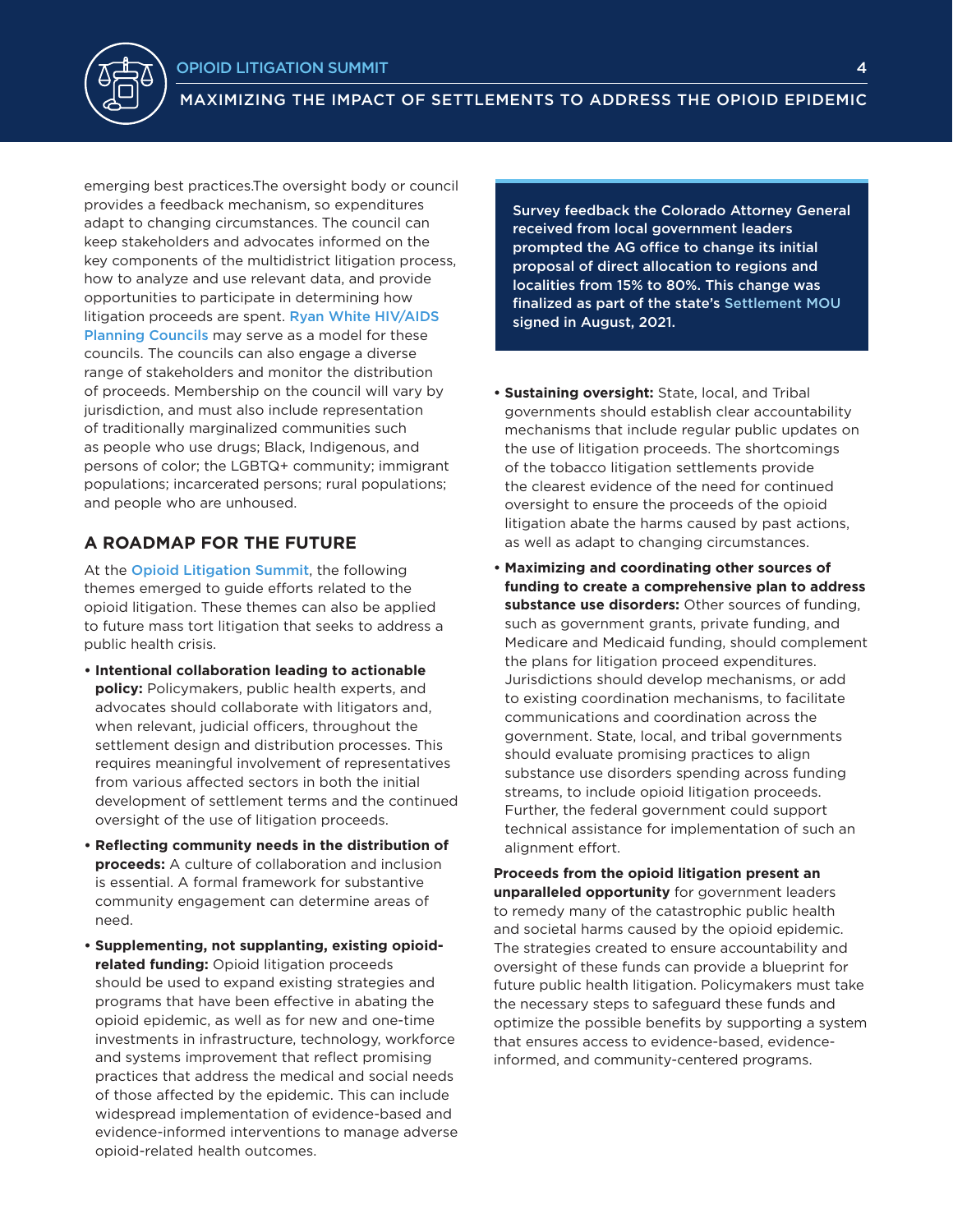emerging best practices.The oversight body or council provides a feedback mechanism, so expenditures adapt to changing circumstances. The council can keep stakeholders and advocates informed on the key components of the multidistrict litigation process, how to analyze and use relevant data, and provide opportunities to participate in determining how litigation proceeds are spent. Ryan White HIV/AIDS Planning Councils may serve as a model for these councils. The councils can also engage a diverse range of stakeholders and monitor the distribution of proceeds. Membership on the council will vary by jurisdiction, and must also include representation of traditionally marginalized communities such as people who use drugs; Black, Indigenous, and persons of color; the LGBTQ+ community; immigrant populations; incarcerated persons; rural populations; and people who are unhoused.

## A ROADMAP FOR THE FUTURE

At the Opioid Litigation Summit, the following themes emerged to guide efforts related to the opioid litigation. These themes can also be applied to future mass tort litigation that seeks to address a public health crisis.

- **Intentional collaboration leading to actionable policy:** Policymakers, public health experts, and advocates should collaborate with litigators and, when relevant, judicial officers, throughout the settlement design and distribution processes. This requires meaningful involvement of representatives from various affected sectors in both the initial development of settlement terms and the continued oversight of the use of litigation proceeds.
- **Reflecting community needs in the distribution of proceeds:** A culture of collaboration and inclusion is essential. A formal framework for substantive community engagement can determine areas of need.
- **Supplementing, not supplanting, existing opioid-related funding:** Opioid litigation proceeds should be used to expand existing strategies and programs that have been effective in abating the opioid epidemic, as well as for new and one-time investments in infrastructure, technology, workforce and systems improvement that reflect promising practices that address the medical and social needs of those affected by the epidemic. This can include widespread implementation of evidence-based and evidence-informed interventions to manage adverse opioid-related health outcomes.

> **Survey feedback the Colorado Attorney General received from local government leaders prompted the AG office to change its initial proposal of direct allocation to regions and localities from 15% to 80%. This change was finalized as part of the state's Settlement MOU signed in August, 2021.**

- **Sustaining oversight:** State, local, and Tribal governments should establish clear accountability mechanisms that include regular public updates on the use of litigation proceeds. The shortcomings of the tobacco litigation settlements provide the clearest evidence of the need for continued oversight to ensure the proceeds of the opioid litigation abate the harms caused by past actions, as well as adapt to changing circumstances.
- **Maximizing and coordinating other sources of funding to create a comprehensive plan to address substance use disorders:** Other sources of funding, such as government grants, private funding, and Medicare and Medicaid funding, should complement the plans for litigation proceed expenditures. Jurisdictions should develop mechanisms, or add to existing coordination mechanisms, to facilitate communications and coordination across the government. State, local, and tribal governments should evaluate promising practices to align substance use disorders spending across funding streams, to include opioid litigation proceeds. Further, the federal government could support technical assistance for implementation of such an alignment effort.

**Proceeds from the opioid litigation present an unparalleled opportunity** for government leaders to remedy many of the catastrophic public health and societal harms caused by the opioid epidemic. The strategies created to ensure accountability and oversight of these funds can provide a blueprint for future public health litigation. Policymakers must take the necessary steps to safeguard these funds and optimize the possible benefits by supporting a system that ensures access to evidence-based, evidence-informed, and community-centered programs.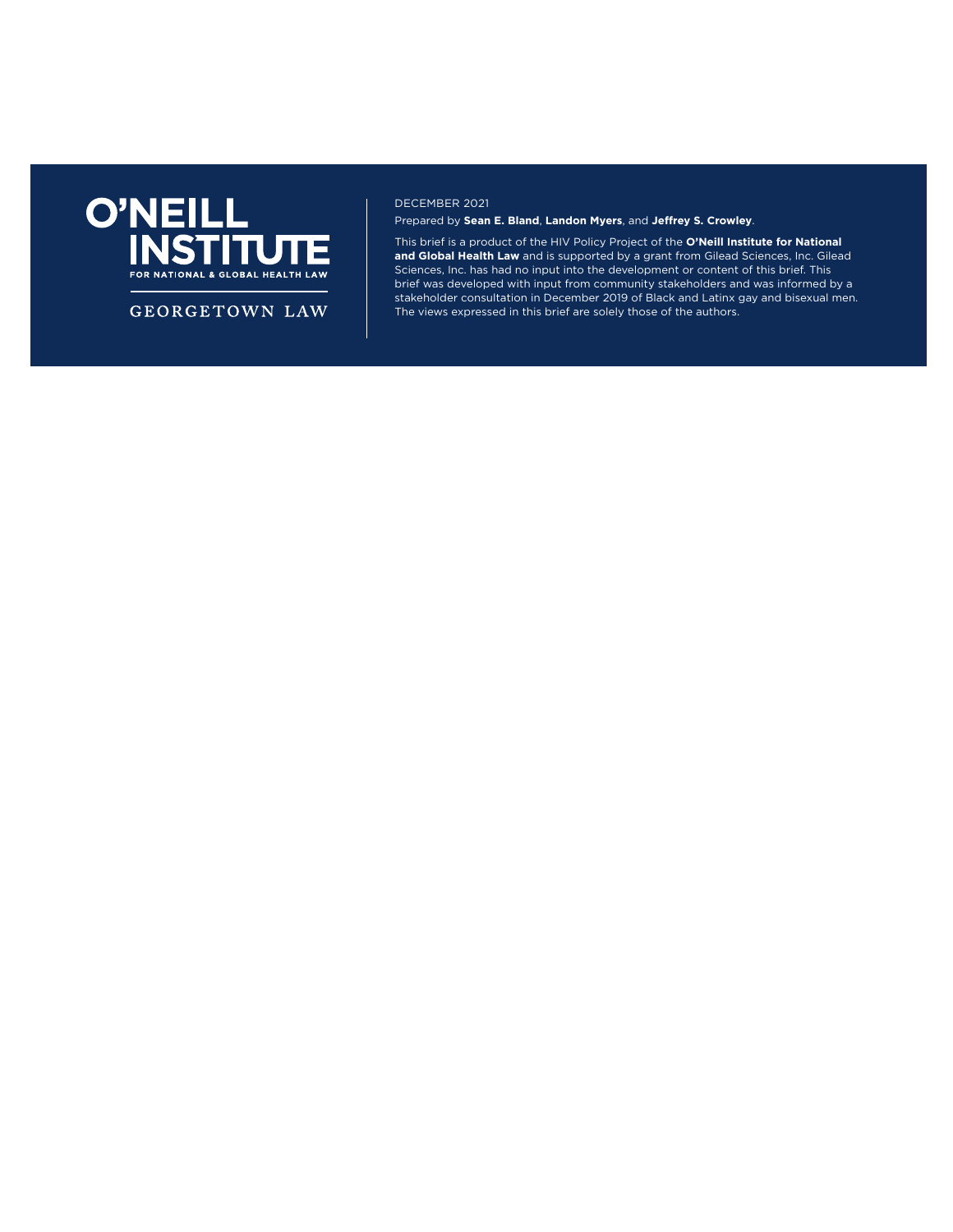O'NEILL INSTITUTE

FOR NATIONAL & GLOBAL HEALTH LAW

GEORGETOWN LAW

DECEMBER 2021

Prepared by **Sean E. Bland**, **Landon Myers**, and **Jeffrey S. Crowley**.

This brief is a product of the HIV Policy Project of the **O'Neill Institute for National and Global Health Law** and is supported by a grant from Gilead Sciences, Inc. Gilead Sciences, Inc. has had no input into the development or content of this brief. This brief was developed with input from community stakeholders and was informed by a stakeholder consultation in December 2019 of Black and Latinx gay and bisexual men. The views expressed in this brief are solely those of the authors.